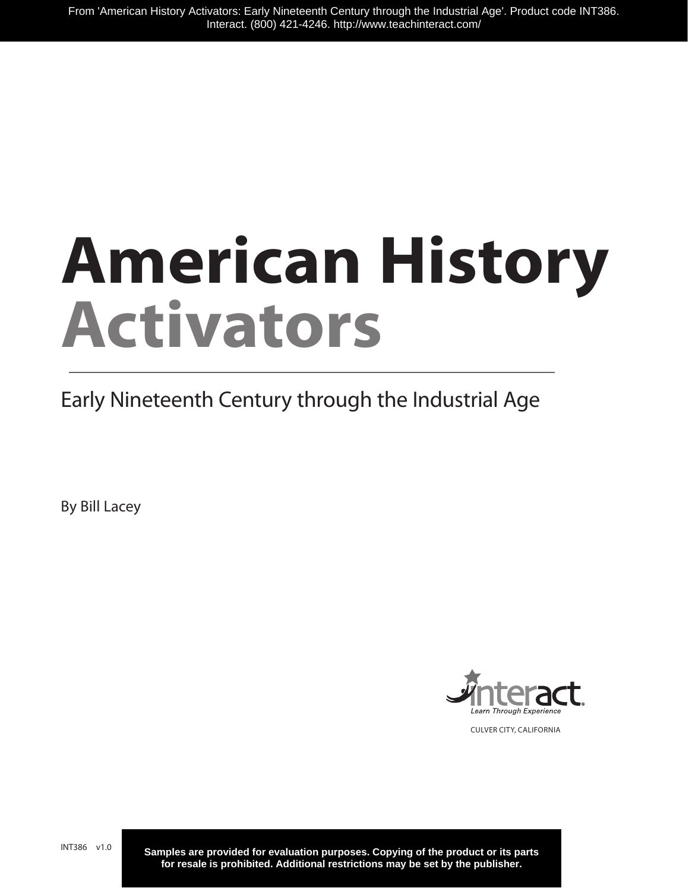From 'American History Activators: Early Nineteenth Century through the Industrial Age'. Product code INT386. Interact. (800) 421-4246. http://www.teachinteract.com/

# American History Activators

## Early Nineteenth Century through the Industrial Age

By Bill Lacey

interact
*Learn Through Experience*

CULVER CITY, CALIFORNIA

INT386 v1.0

**Samples are provided for evaluation purposes. Copying of the product or its parts for resale is prohibited. Additional restrictions may be set by the publisher.**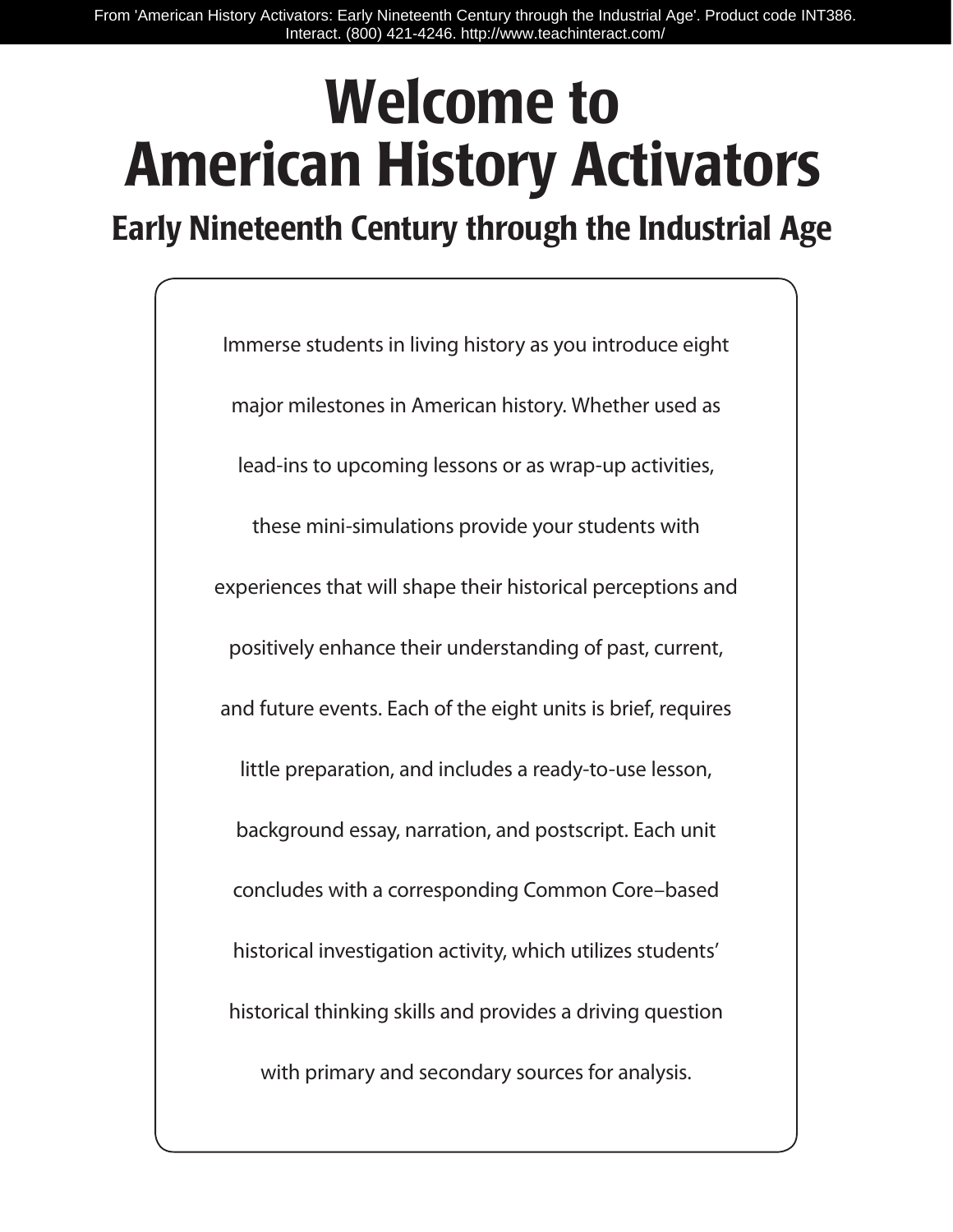# Welcome to American History Activators

## Early Nineteenth Century through the Industrial Age

Immerse students in living history as you introduce eight major milestones in American history. Whether used as lead-ins to upcoming lessons or as wrap-up activities, these mini-simulations provide your students with experiences that will shape their historical perceptions and positively enhance their understanding of past, current, and future events. Each of the eight units is brief, requires little preparation, and includes a ready-to-use lesson, background essay, narration, and postscript. Each unit concludes with a corresponding Common Core–based historical investigation activity, which utilizes students' historical thinking skills and provides a driving question with primary and secondary sources for analysis.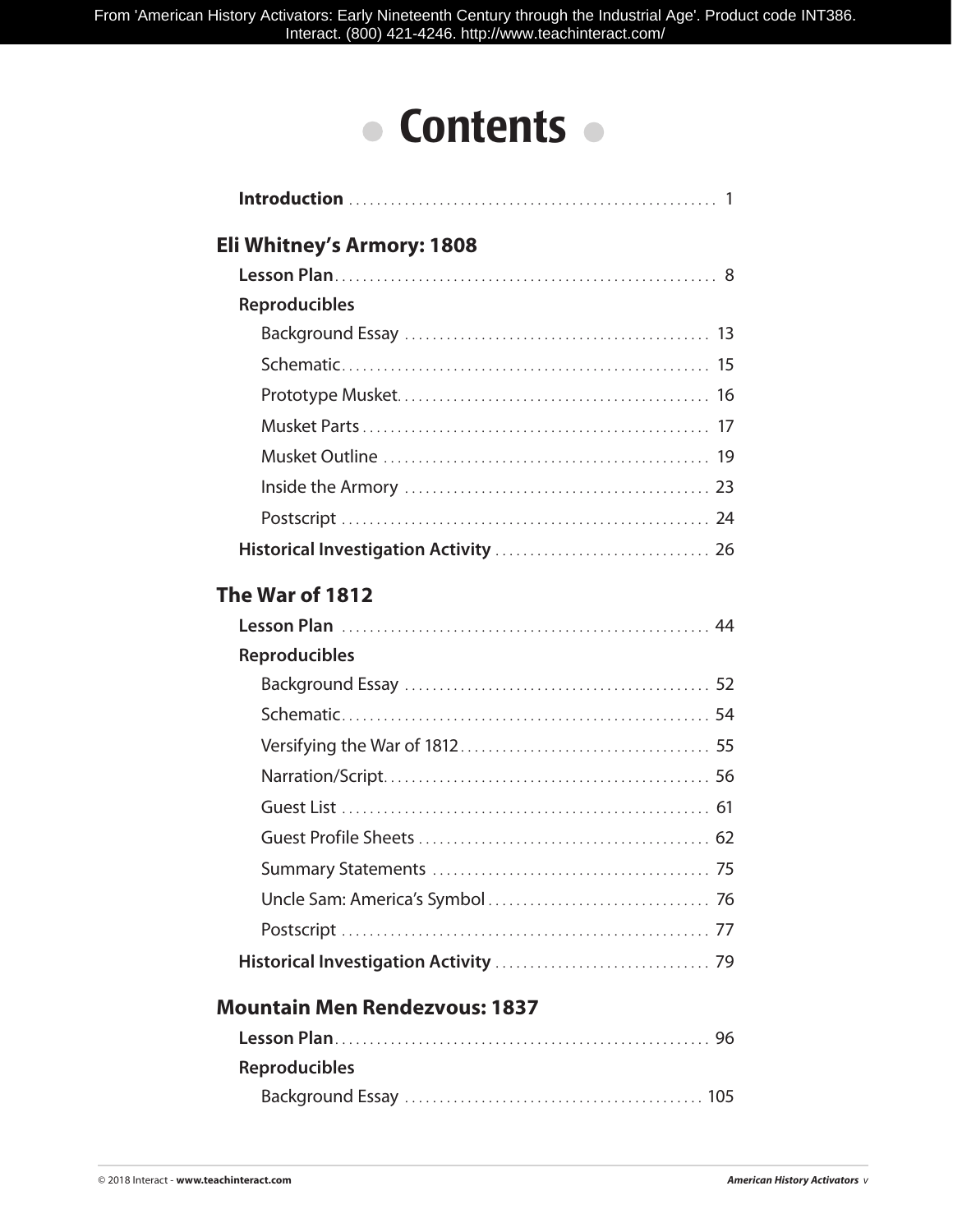# Contents

**Introduction** ..... 1

## Eli Whitney's Armory: 1808

**Lesson Plan** ..... 8

**Reproducibles**

- Background Essay ..... 13
- Schematic ..... 15
- Prototype Musket ..... 16
- Musket Parts ..... 17
- Musket Outline ..... 19
- Inside the Armory ..... 23
- Postscript ..... 24

**Historical Investigation Activity** ..... 26

## The War of 1812

**Lesson Plan** ..... 44

**Reproducibles**

- Background Essay ..... 52
- Schematic ..... 54
- Versifying the War of 1812 ..... 55
- Narration/Script ..... 56
- Guest List ..... 61
- Guest Profile Sheets ..... 62
- Summary Statements ..... 75
- Uncle Sam: America's Symbol ..... 76
- Postscript ..... 77

**Historical Investigation Activity** ..... 79

## Mountain Men Rendezvous: 1837

**Lesson Plan** ..... 96

**Reproducibles**

- Background Essay ..... 105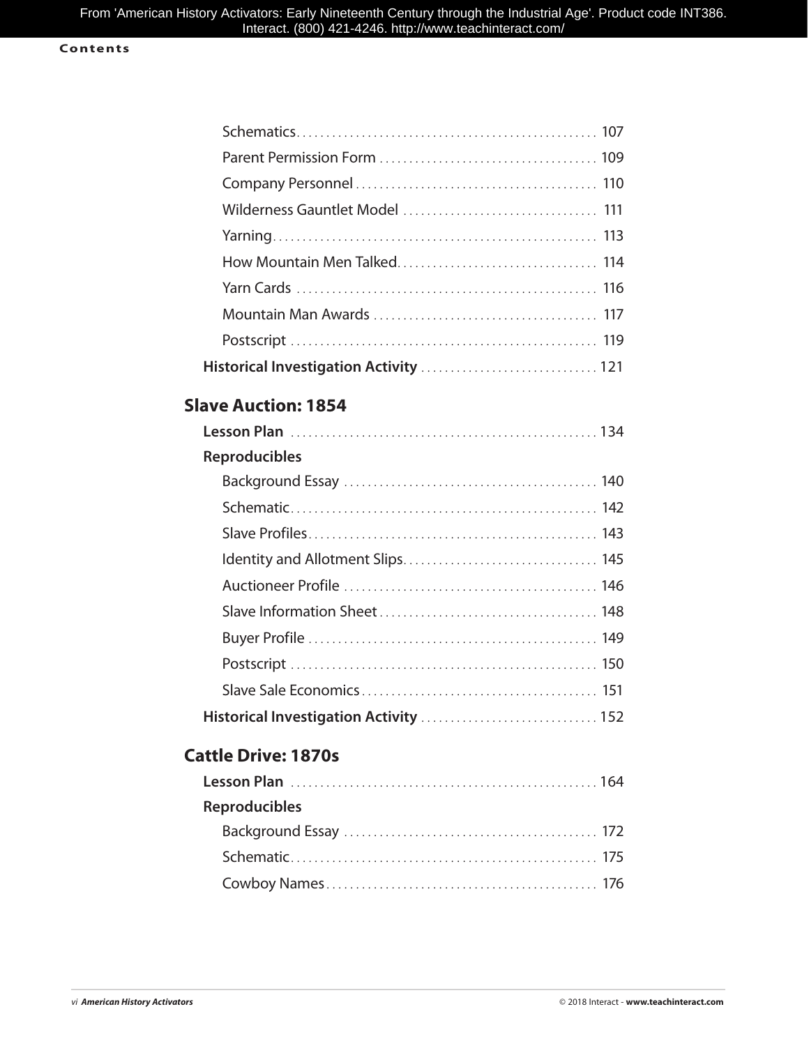Schematics . . . 107
Parent Permission Form . . . 109
Company Personnel . . . 110
Wilderness Gauntlet Model . . . 111
Yarning . . . 113
How Mountain Men Talked . . . 114
Yarn Cards . . . 116
Mountain Man Awards . . . 117
Postscript . . . 119

**Historical Investigation Activity** . . . 121

## Slave Auction: 1854

**Lesson Plan** . . . 134

**Reproducibles**

Background Essay . . . 140
Schematic . . . 142
Slave Profiles . . . 143
Identity and Allotment Slips . . . 145
Auctioneer Profile . . . 146
Slave Information Sheet . . . 148
Buyer Profile . . . 149
Postscript . . . 150
Slave Sale Economics . . . 151

**Historical Investigation Activity** . . . 152

## Cattle Drive: 1870s

**Lesson Plan** . . . 164

**Reproducibles**

Background Essay . . . 172
Schematic . . . 175
Cowboy Names . . . 176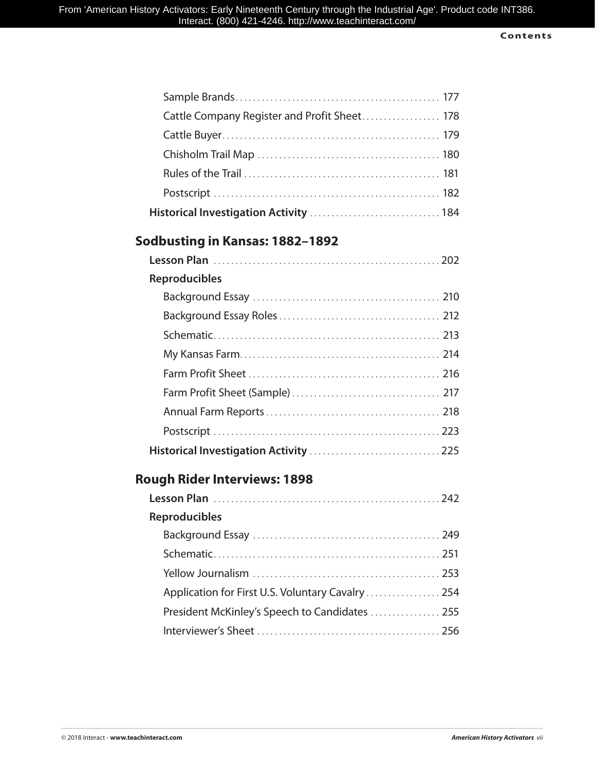Sample Brands . . . 177

Cattle Company Register and Profit Sheet . . . 178

Cattle Buyer . . . 179

Chisholm Trail Map . . . 180

Rules of the Trail . . . 181

Postscript . . . 182

**Historical Investigation Activity** . . . 184

## Sodbusting in Kansas: 1882–1892

**Lesson Plan** . . . 202

**Reproducibles**

Background Essay . . . 210

Background Essay Roles . . . 212

Schematic . . . 213

My Kansas Farm . . . 214

Farm Profit Sheet . . . 216

Farm Profit Sheet (Sample) . . . 217

Annual Farm Reports . . . 218

Postscript . . . 223

**Historical Investigation Activity** . . . 225

## Rough Rider Interviews: 1898

**Lesson Plan** . . . 242

**Reproducibles**

Background Essay . . . 249

Schematic . . . 251

Yellow Journalism . . . 253

Application for First U.S. Voluntary Cavalry . . . 254

President McKinley's Speech to Candidates . . . 255

Interviewer's Sheet . . . 256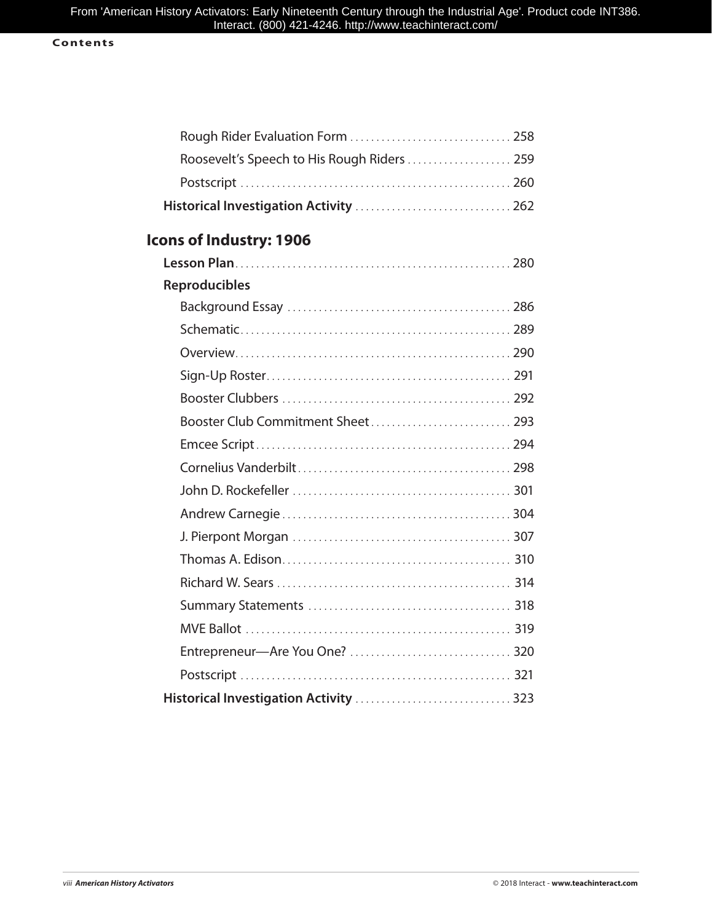Rough Rider Evaluation Form . . . . . . . . . . . . . . . . . . . . . . . . . . . . . . 258

Roosevelt's Speech to His Rough Riders . . . . . . . . . . . . . . . . . . . . 259

Postscript . . . . . . . . . . . . . . . . . . . . . . . . . . . . . . . . . . . . . . . . . . . . . . . . . . . 260

**Historical Investigation Activity** . . . . . . . . . . . . . . . . . . . . . . . . . . . . . 262

## Icons of Industry: 1906

**Lesson Plan** . . . . . . . . . . . . . . . . . . . . . . . . . . . . . . . . . . . . . . . . . . . . . . . . . . . 280

**Reproducibles**

Background Essay . . . . . . . . . . . . . . . . . . . . . . . . . . . . . . . . . . . . . . . . . . 286

Schematic . . . . . . . . . . . . . . . . . . . . . . . . . . . . . . . . . . . . . . . . . . . . . . . . . . . 289

Overview . . . . . . . . . . . . . . . . . . . . . . . . . . . . . . . . . . . . . . . . . . . . . . . . . . . . 290

Sign-Up Roster . . . . . . . . . . . . . . . . . . . . . . . . . . . . . . . . . . . . . . . . . . . . . . 291

Booster Clubbers . . . . . . . . . . . . . . . . . . . . . . . . . . . . . . . . . . . . . . . . . . . 292

Booster Club Commitment Sheet . . . . . . . . . . . . . . . . . . . . . . . . . . 293

Emcee Script . . . . . . . . . . . . . . . . . . . . . . . . . . . . . . . . . . . . . . . . . . . . . . . . 294

Cornelius Vanderbilt . . . . . . . . . . . . . . . . . . . . . . . . . . . . . . . . . . . . . . . . 298

John D. Rockefeller . . . . . . . . . . . . . . . . . . . . . . . . . . . . . . . . . . . . . . . . . 301

Andrew Carnegie . . . . . . . . . . . . . . . . . . . . . . . . . . . . . . . . . . . . . . . . . . . 304

J. Pierpont Morgan . . . . . . . . . . . . . . . . . . . . . . . . . . . . . . . . . . . . . . . . . 307

Thomas A. Edison . . . . . . . . . . . . . . . . . . . . . . . . . . . . . . . . . . . . . . . . . . . 310

Richard W. Sears . . . . . . . . . . . . . . . . . . . . . . . . . . . . . . . . . . . . . . . . . . . . 314

Summary Statements . . . . . . . . . . . . . . . . . . . . . . . . . . . . . . . . . . . . . . . 318

MVE Ballot . . . . . . . . . . . . . . . . . . . . . . . . . . . . . . . . . . . . . . . . . . . . . . . . . . 319

Entrepreneur—Are You One? . . . . . . . . . . . . . . . . . . . . . . . . . . . . . . . 320

Postscript . . . . . . . . . . . . . . . . . . . . . . . . . . . . . . . . . . . . . . . . . . . . . . . . . . . 321

**Historical Investigation Activity** . . . . . . . . . . . . . . . . . . . . . . . . . . . . . 323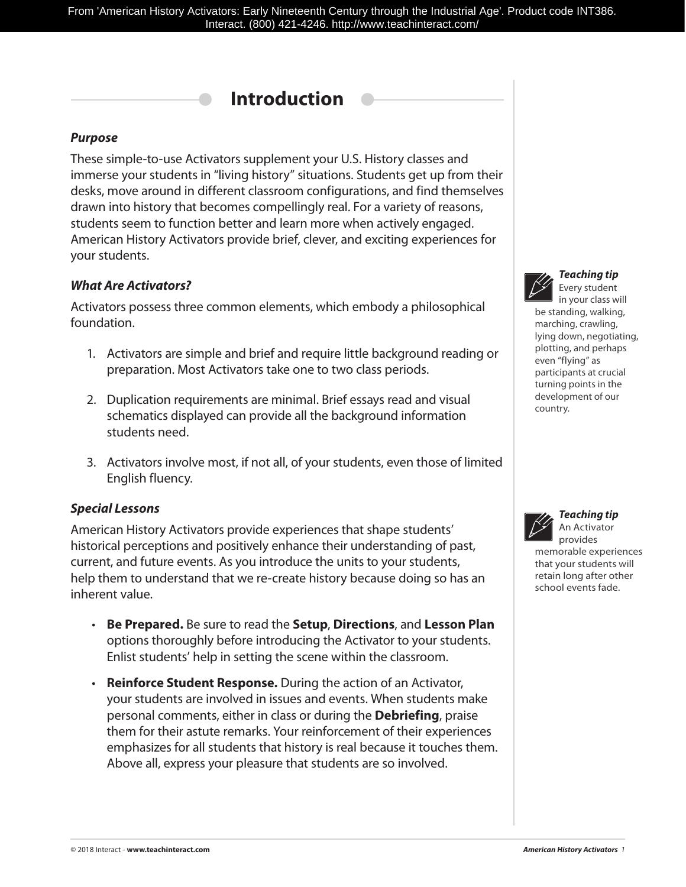# Introduction

### *Purpose*

These simple-to-use Activators supplement your U.S. History classes and immerse your students in "living history" situations. Students get up from their desks, move around in different classroom configurations, and find themselves drawn into history that becomes compellingly real. For a variety of reasons, students seem to function better and learn more when actively engaged. American History Activators provide brief, clever, and exciting experiences for your students.

### *What Are Activators?*

Activators possess three common elements, which embody a philosophical foundation.

1. Activators are simple and brief and require little background reading or preparation. Most Activators take one to two class periods.
2. Duplication requirements are minimal. Brief essays read and visual schematics displayed can provide all the background information students need.
3. Activators involve most, if not all, of your students, even those of limited English fluency.

***Teaching tip*** Every student in your class will be standing, walking, marching, crawling, lying down, negotiating, plotting, and perhaps even "flying" as participants at crucial turning points in the development of our country.

### *Special Lessons*

American History Activators provide experiences that shape students' historical perceptions and positively enhance their understanding of past, current, and future events. As you introduce the units to your students, help them to understand that we re-create history because doing so has an inherent value.

- **Be Prepared.** Be sure to read the **Setup**, **Directions**, and **Lesson Plan** options thoroughly before introducing the Activator to your students. Enlist students' help in setting the scene within the classroom.
- **Reinforce Student Response.** During the action of an Activator, your students are involved in issues and events. When students make personal comments, either in class or during the **Debriefing**, praise them for their astute remarks. Your reinforcement of their experiences emphasizes for all students that history is real because it touches them. Above all, express your pleasure that students are so involved.

***Teaching tip*** An Activator provides memorable experiences that your students will retain long after other school events fade.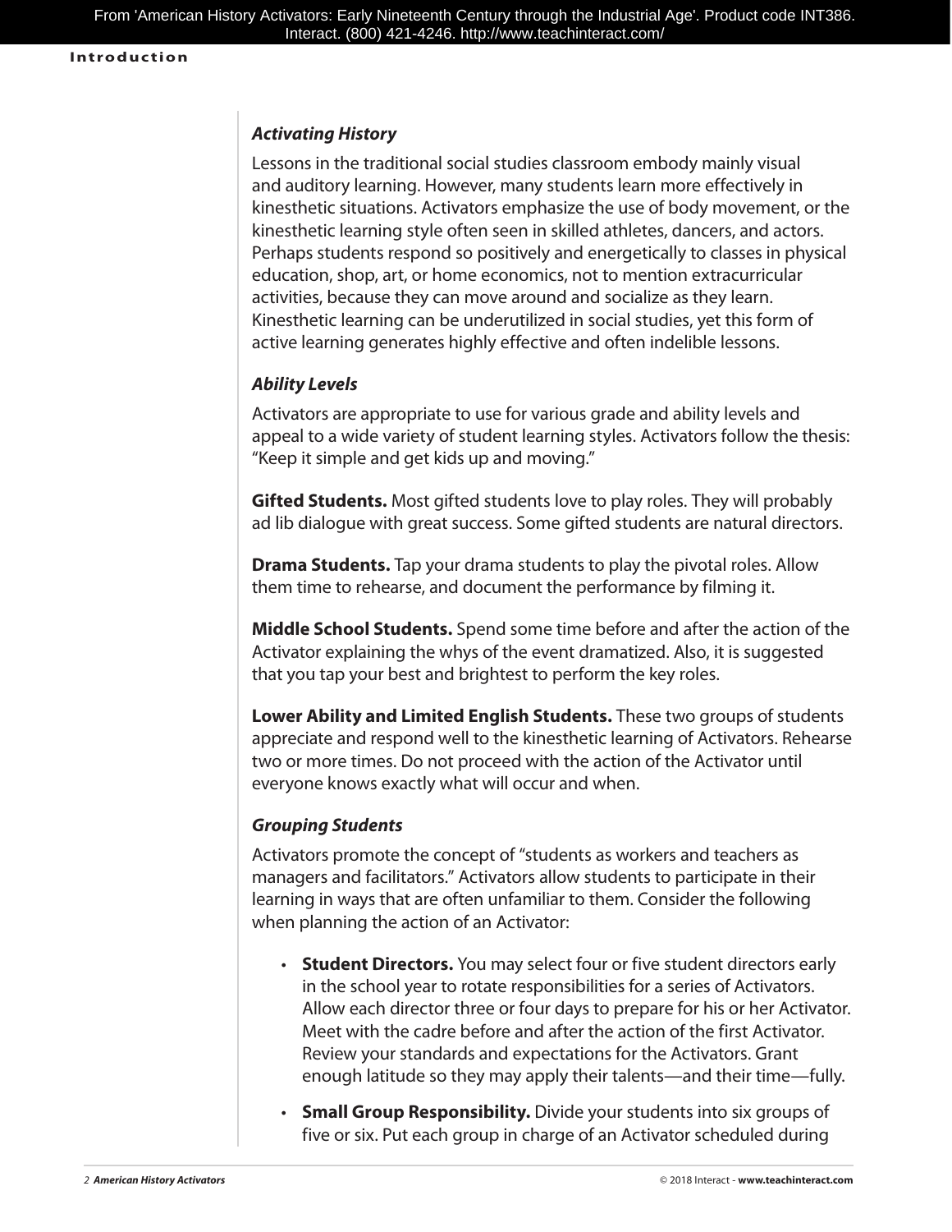### *Activating History*

Lessons in the traditional social studies classroom embody mainly visual and auditory learning. However, many students learn more effectively in kinesthetic situations. Activators emphasize the use of body movement, or the kinesthetic learning style often seen in skilled athletes, dancers, and actors. Perhaps students respond so positively and energetically to classes in physical education, shop, art, or home economics, not to mention extracurricular activities, because they can move around and socialize as they learn. Kinesthetic learning can be underutilized in social studies, yet this form of active learning generates highly effective and often indelible lessons.

### *Ability Levels*

Activators are appropriate to use for various grade and ability levels and appeal to a wide variety of student learning styles. Activators follow the thesis: "Keep it simple and get kids up and moving."

**Gifted Students.** Most gifted students love to play roles. They will probably ad lib dialogue with great success. Some gifted students are natural directors.

**Drama Students.** Tap your drama students to play the pivotal roles. Allow them time to rehearse, and document the performance by filming it.

**Middle School Students.** Spend some time before and after the action of the Activator explaining the whys of the event dramatized. Also, it is suggested that you tap your best and brightest to perform the key roles.

**Lower Ability and Limited English Students.** These two groups of students appreciate and respond well to the kinesthetic learning of Activators. Rehearse two or more times. Do not proceed with the action of the Activator until everyone knows exactly what will occur and when.

### *Grouping Students*

Activators promote the concept of "students as workers and teachers as managers and facilitators." Activators allow students to participate in their learning in ways that are often unfamiliar to them. Consider the following when planning the action of an Activator:

- **Student Directors.** You may select four or five student directors early in the school year to rotate responsibilities for a series of Activators. Allow each director three or four days to prepare for his or her Activator. Meet with the cadre before and after the action of the first Activator. Review your standards and expectations for the Activators. Grant enough latitude so they may apply their talents—and their time—fully.
- **Small Group Responsibility.** Divide your students into six groups of five or six. Put each group in charge of an Activator scheduled during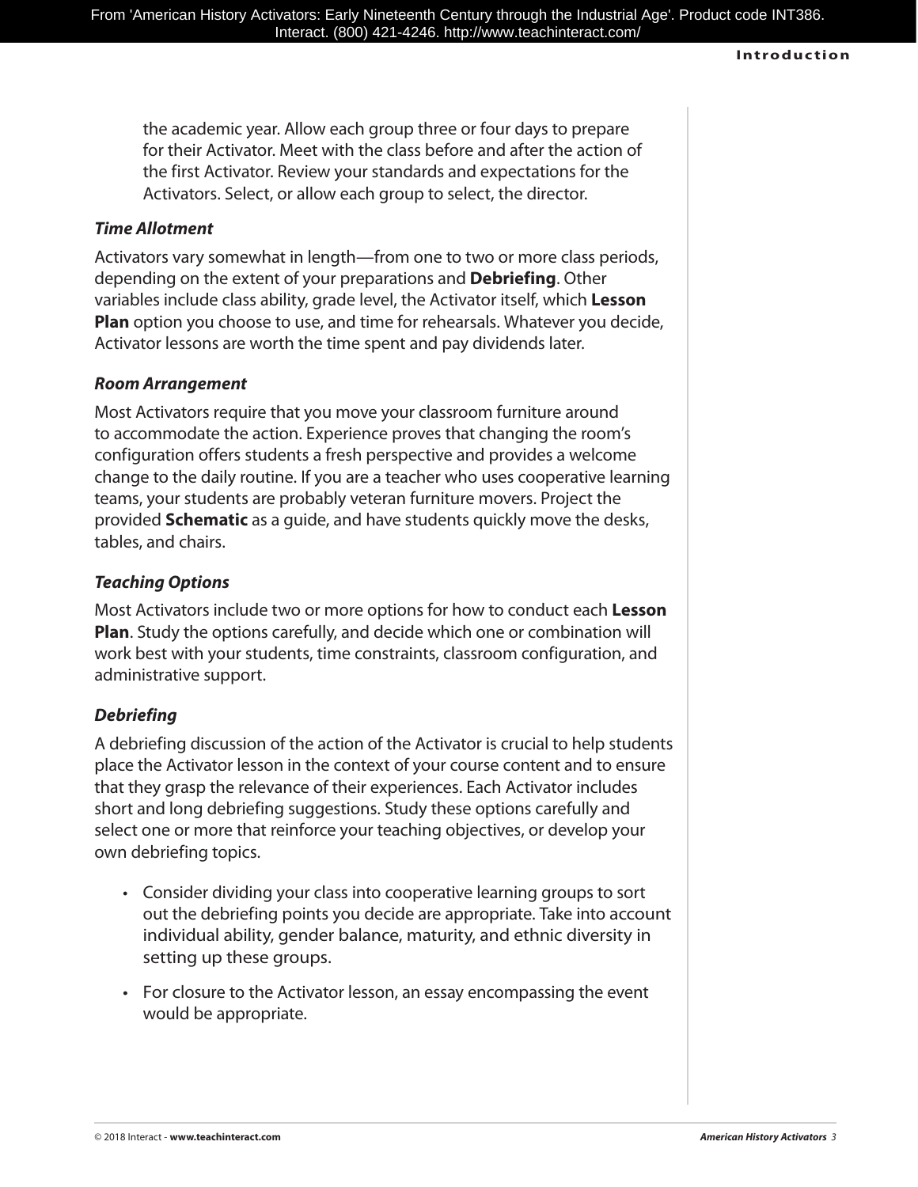the academic year. Allow each group three or four days to prepare for their Activator. Meet with the class before and after the action of the first Activator. Review your standards and expectations for the Activators. Select, or allow each group to select, the director.

### *Time Allotment*

Activators vary somewhat in length—from one to two or more class periods, depending on the extent of your preparations and **Debriefing**. Other variables include class ability, grade level, the Activator itself, which **Lesson Plan** option you choose to use, and time for rehearsals. Whatever you decide, Activator lessons are worth the time spent and pay dividends later.

### *Room Arrangement*

Most Activators require that you move your classroom furniture around to accommodate the action. Experience proves that changing the room's configuration offers students a fresh perspective and provides a welcome change to the daily routine. If you are a teacher who uses cooperative learning teams, your students are probably veteran furniture movers. Project the provided **Schematic** as a guide, and have students quickly move the desks, tables, and chairs.

### *Teaching Options*

Most Activators include two or more options for how to conduct each **Lesson Plan**. Study the options carefully, and decide which one or combination will work best with your students, time constraints, classroom configuration, and administrative support.

### *Debriefing*

A debriefing discussion of the action of the Activator is crucial to help students place the Activator lesson in the context of your course content and to ensure that they grasp the relevance of their experiences. Each Activator includes short and long debriefing suggestions. Study these options carefully and select one or more that reinforce your teaching objectives, or develop your own debriefing topics.

- Consider dividing your class into cooperative learning groups to sort out the debriefing points you decide are appropriate. Take into account individual ability, gender balance, maturity, and ethnic diversity in setting up these groups.
- For closure to the Activator lesson, an essay encompassing the event would be appropriate.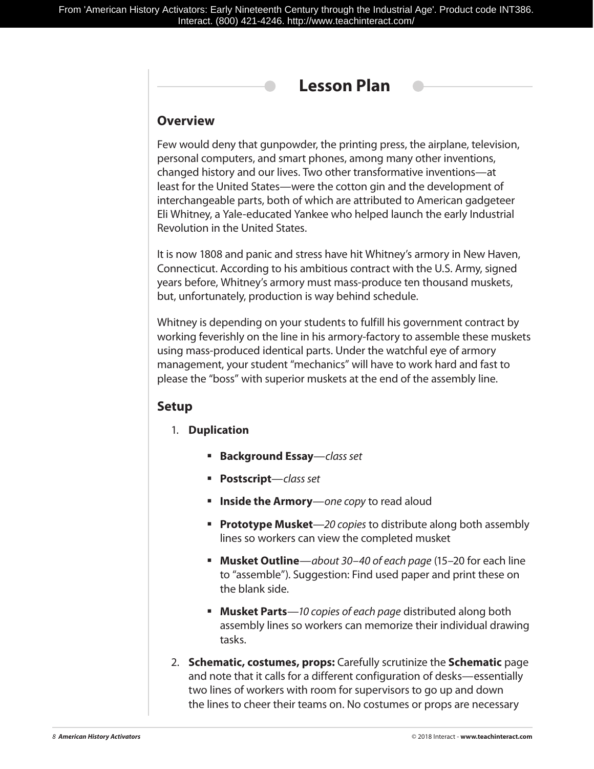# Lesson Plan

## Overview

Few would deny that gunpowder, the printing press, the airplane, television, personal computers, and smart phones, among many other inventions, changed history and our lives. Two other transformative inventions—at least for the United States—were the cotton gin and the development of interchangeable parts, both of which are attributed to American gadgeteer Eli Whitney, a Yale-educated Yankee who helped launch the early Industrial Revolution in the United States.

It is now 1808 and panic and stress have hit Whitney's armory in New Haven, Connecticut. According to his ambitious contract with the U.S. Army, signed years before, Whitney's armory must mass-produce ten thousand muskets, but, unfortunately, production is way behind schedule.

Whitney is depending on your students to fulfill his government contract by working feverishly on the line in his armory-factory to assemble these muskets using mass-produced identical parts. Under the watchful eye of armory management, your student "mechanics" will have to work hard and fast to please the "boss" with superior muskets at the end of the assembly line.

## Setup

1. **Duplication**
   - **Background Essay**—*class set*
   - **Postscript**—*class set*
   - **Inside the Armory**—*one copy* to read aloud
   - **Prototype Musket**—*20 copies* to distribute along both assembly lines so workers can view the completed musket
   - **Musket Outline**—*about 30–40 of each page* (15–20 for each line to "assemble"). Suggestion: Find used paper and print these on the blank side.
   - **Musket Parts**—*10 copies of each page* distributed along both assembly lines so workers can memorize their individual drawing tasks.
2. **Schematic, costumes, props:** Carefully scrutinize the **Schematic** page and note that it calls for a different configuration of desks—essentially two lines of workers with room for supervisors to go up and down the lines to cheer their teams on. No costumes or props are necessary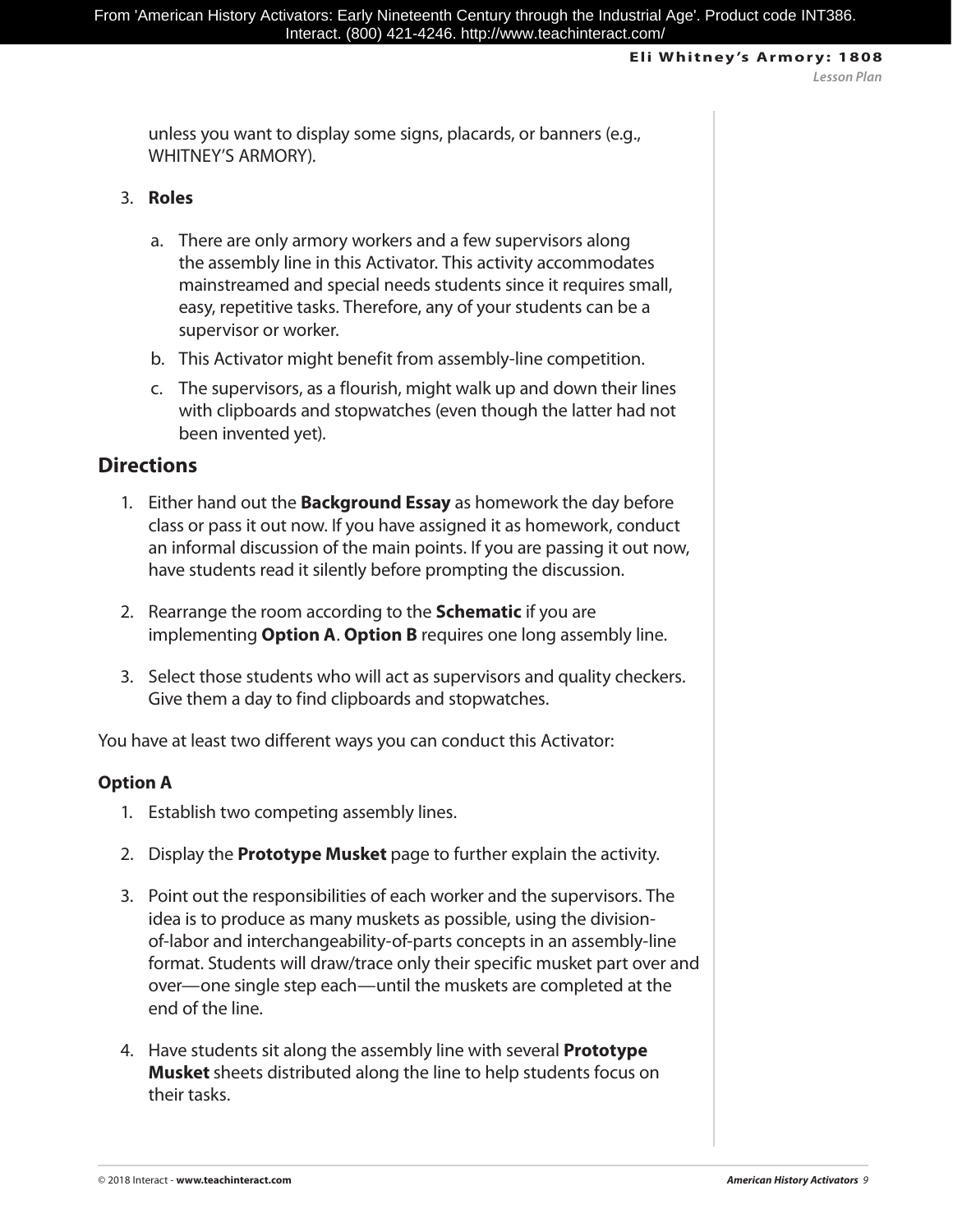unless you want to display some signs, placards, or banners (e.g., WHITNEY'S ARMORY).

3. **Roles**

   a. There are only armory workers and a few supervisors along the assembly line in this Activator. This activity accommodates mainstreamed and special needs students since it requires small, easy, repetitive tasks. Therefore, any of your students can be a supervisor or worker.

   b. This Activator might benefit from assembly-line competition.

   c. The supervisors, as a flourish, might walk up and down their lines with clipboards and stopwatches (even though the latter had not been invented yet).

## Directions

1. Either hand out the **Background Essay** as homework the day before class or pass it out now. If you have assigned it as homework, conduct an informal discussion of the main points. If you are passing it out now, have students read it silently before prompting the discussion.

2. Rearrange the room according to the **Schematic** if you are implementing **Option A**. **Option B** requires one long assembly line.

3. Select those students who will act as supervisors and quality checkers. Give them a day to find clipboards and stopwatches.

You have at least two different ways you can conduct this Activator:

### Option A

1. Establish two competing assembly lines.

2. Display the **Prototype Musket** page to further explain the activity.

3. Point out the responsibilities of each worker and the supervisors. The idea is to produce as many muskets as possible, using the division-of-labor and interchangeability-of-parts concepts in an assembly-line format. Students will draw/trace only their specific musket part over and over—one single step each—until the muskets are completed at the end of the line.

4. Have students sit along the assembly line with several **Prototype Musket** sheets distributed along the line to help students focus on their tasks.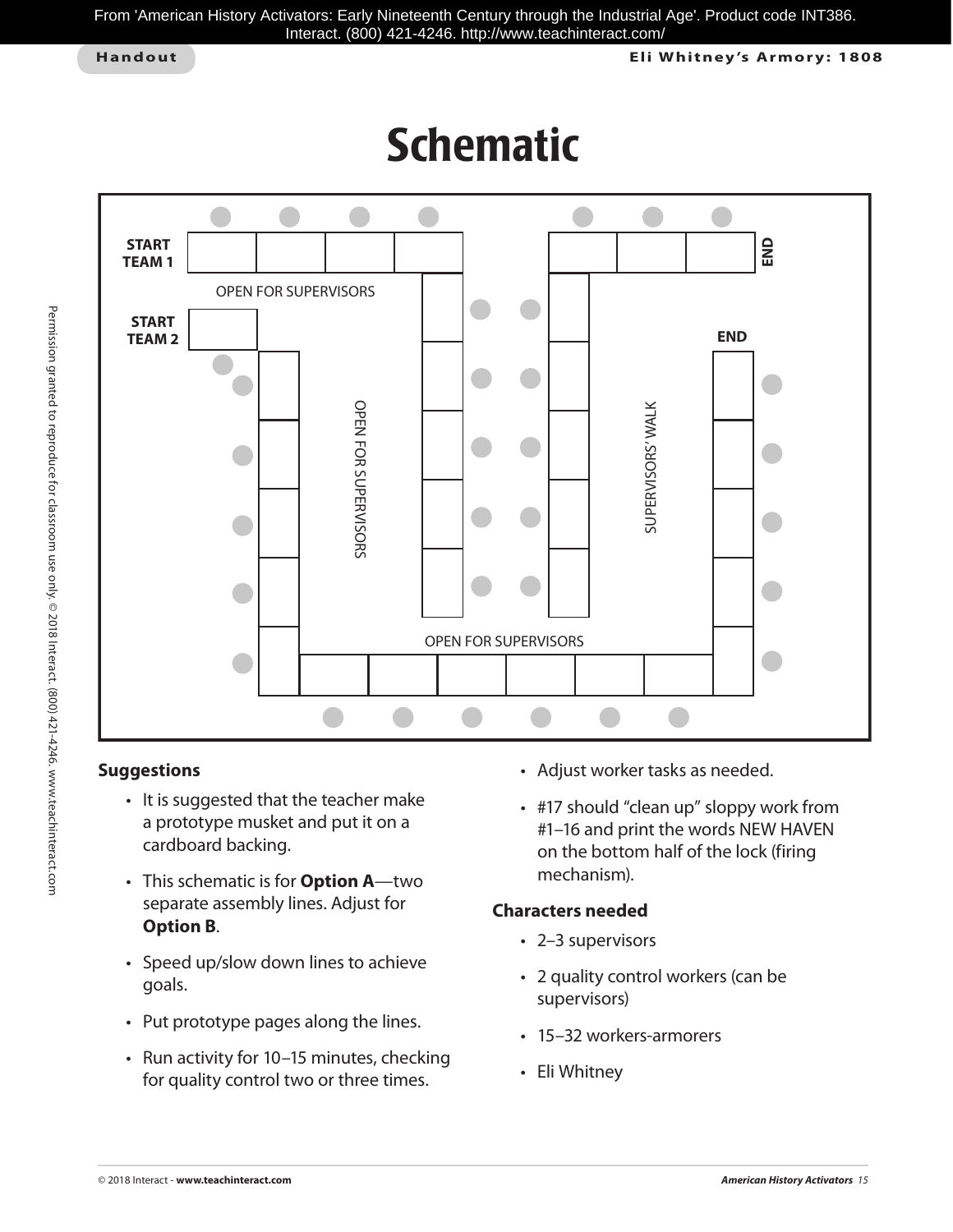# Schematic

START TEAM 1

START TEAM 2

OPEN FOR SUPERVISORS

OPEN FOR SUPERVISORS

SUPERVISORS' WALK

OPEN FOR SUPERVISORS

END

END

**Suggestions**

- It is suggested that the teacher make a prototype musket and put it on a cardboard backing.
- This schematic is for **Option A**—two separate assembly lines. Adjust for **Option B**.
- Speed up/slow down lines to achieve goals.
- Put prototype pages along the lines.
- Run activity for 10–15 minutes, checking for quality control two or three times.
- Adjust worker tasks as needed.
- #17 should "clean up" sloppy work from #1–16 and print the words NEW HAVEN on the bottom half of the lock (firing mechanism).

**Characters needed**

- 2–3 supervisors
- 2 quality control workers (can be supervisors)
- 15–32 workers-armorers
- Eli Whitney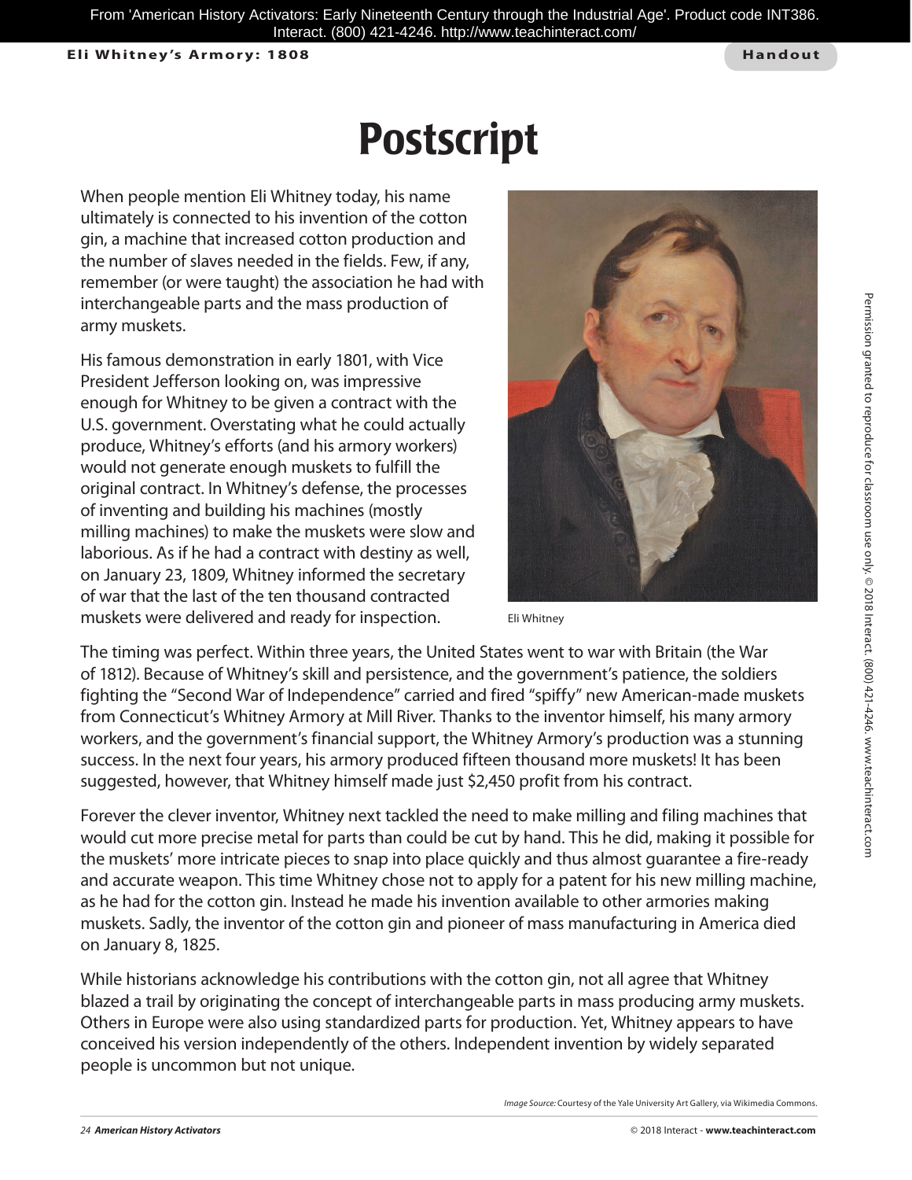# Postscript

When people mention Eli Whitney today, his name ultimately is connected to his invention of the cotton gin, a machine that increased cotton production and the number of slaves needed in the fields. Few, if any, remember (or were taught) the association he had with interchangeable parts and the mass production of army muskets.

His famous demonstration in early 1801, with Vice President Jefferson looking on, was impressive enough for Whitney to be given a contract with the U.S. government. Overstating what he could actually produce, Whitney's efforts (and his armory workers) would not generate enough muskets to fulfill the original contract. In Whitney's defense, the processes of inventing and building his machines (mostly milling machines) to make the muskets were slow and laborious. As if he had a contract with destiny as well, on January 23, 1809, Whitney informed the secretary of war that the last of the ten thousand contracted muskets were delivered and ready for inspection.

Eli Whitney

The timing was perfect. Within three years, the United States went to war with Britain (the War of 1812). Because of Whitney's skill and persistence, and the government's patience, the soldiers fighting the "Second War of Independence" carried and fired "spiffy" new American-made muskets from Connecticut's Whitney Armory at Mill River. Thanks to the inventor himself, his many armory workers, and the government's financial support, the Whitney Armory's production was a stunning success. In the next four years, his armory produced fifteen thousand more muskets! It has been suggested, however, that Whitney himself made just $2,450 profit from his contract.

Forever the clever inventor, Whitney next tackled the need to make milling and filing machines that would cut more precise metal for parts than could be cut by hand. This he did, making it possible for the muskets' more intricate pieces to snap into place quickly and thus almost guarantee a fire-ready and accurate weapon. This time Whitney chose not to apply for a patent for his new milling machine, as he had for the cotton gin. Instead he made his invention available to other armories making muskets. Sadly, the inventor of the cotton gin and pioneer of mass manufacturing in America died on January 8, 1825.

While historians acknowledge his contributions with the cotton gin, not all agree that Whitney blazed a trail by originating the concept of interchangeable parts in mass producing army muskets. Others in Europe were also using standardized parts for production. Yet, Whitney appears to have conceived his version independently of the others. Independent invention by widely separated people is uncommon but not unique.

*Image Source:* Courtesy of the Yale University Art Gallery, via Wikimedia Commons.